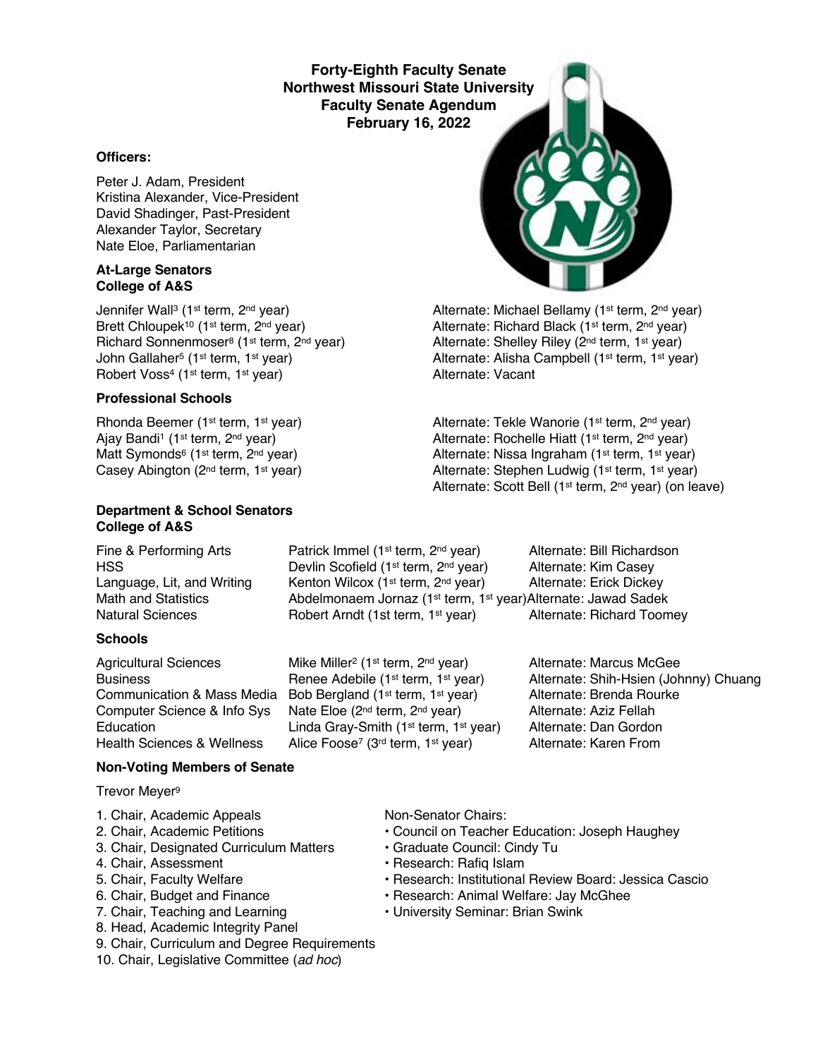**Forty-Eighth Faculty Senate**
**Northwest Missouri State University**
**Faculty Senate Agendum**
**February 16, 2022**

**Officers:**

Peter J. Adam, President
Kristina Alexander, Vice-President
David Shadinger, Past-President
Alexander Taylor, Secretary
Nate Eloe, Parliamentarian

**At-Large Senators**
**College of A&S**

| Senator | Alternate |
|---|---|
| Jennifer Wall[3] (1st term, 2nd year) | Alternate: Michael Bellamy (1st term, 2nd year) |
| Brett Chloupek[10] (1st term, 2nd year) | Alternate: Richard Black (1st term, 2nd year) |
| Richard Sonnenmoser[8] (1st term, 2nd year) | Alternate: Shelley Riley (2nd term, 1st year) |
| John Gallaher[5] (1st term, 1st year) | Alternate: Alisha Campbell (1st term, 1st year) |
| Robert Voss[4] (1st term, 1st year) | Alternate: Vacant |

**Professional Schools**

| Senator | Alternate |
|---|---|
| Rhonda Beemer (1st term, 1st year) | Alternate: Tekle Wanorie (1st term, 2nd year) |
| Ajay Bandi[1] (1st term, 2nd year) | Alternate: Rochelle Hiatt (1st term, 2nd year) |
| Matt Symonds[6] (1st term, 2nd year) | Alternate: Nissa Ingraham (1st term, 1st year) |
| Casey Abington (2nd term, 1st year) | Alternate: Stephen Ludwig (1st term, 1st year) |
| | Alternate: Scott Bell (1st term, 2nd year) (on leave) |

**Department & School Senators**
**College of A&S**

| Department | Senator | Alternate |
|---|---|---|
| Fine & Performing Arts | Patrick Immel (1st term, 2nd year) | Alternate: Bill Richardson |
| HSS | Devlin Scofield (1st term, 2nd year) | Alternate: Kim Casey |
| Language, Lit, and Writing | Kenton Wilcox (1st term, 2nd year) | Alternate: Erick Dickey |
| Math and Statistics | Abdelmonaem Jornaz (1st term, 1st year) | Alternate: Jawad Sadek |
| Natural Sciences | Robert Arndt (1st term, 1st year) | Alternate: Richard Toomey |

**Schools**

| School | Senator | Alternate |
|---|---|---|
| Agricultural Sciences | Mike Miller[2] (1st term, 2nd year) | Alternate: Marcus McGee |
| Business | Renee Adebile (1st term, 1st year) | Alternate: Shih-Hsien (Johnny) Chuang |
| Communication & Mass Media | Bob Bergland (1st term, 1st year) | Alternate: Brenda Rourke |
| Computer Science & Info Sys | Nate Eloe (2nd term, 2nd year) | Alternate: Aziz Fellah |
| Education | Linda Gray-Smith (1st term, 1st year) | Alternate: Dan Gordon |
| Health Sciences & Wellness | Alice Foose[7] (3rd term, 1st year) | Alternate: Karen From |

**Non-Voting Members of Senate**

Trevor Meyer[9]

1. Chair, Academic Appeals
2. Chair, Academic Petitions
3. Chair, Designated Curriculum Matters
4. Chair, Assessment
5. Chair, Faculty Welfare
6. Chair, Budget and Finance
7. Chair, Teaching and Learning
8. Head, Academic Integrity Panel
9. Chair, Curriculum and Degree Requirements
10. Chair, Legislative Committee (*ad hoc*)

Non-Senator Chairs:

- Council on Teacher Education: Joseph Haughey
- Graduate Council: Cindy Tu
- Research: Rafiq Islam
- Research: Institutional Review Board: Jessica Cascio
- Research: Animal Welfare: Jay McGhee
- University Seminar: Brian Swink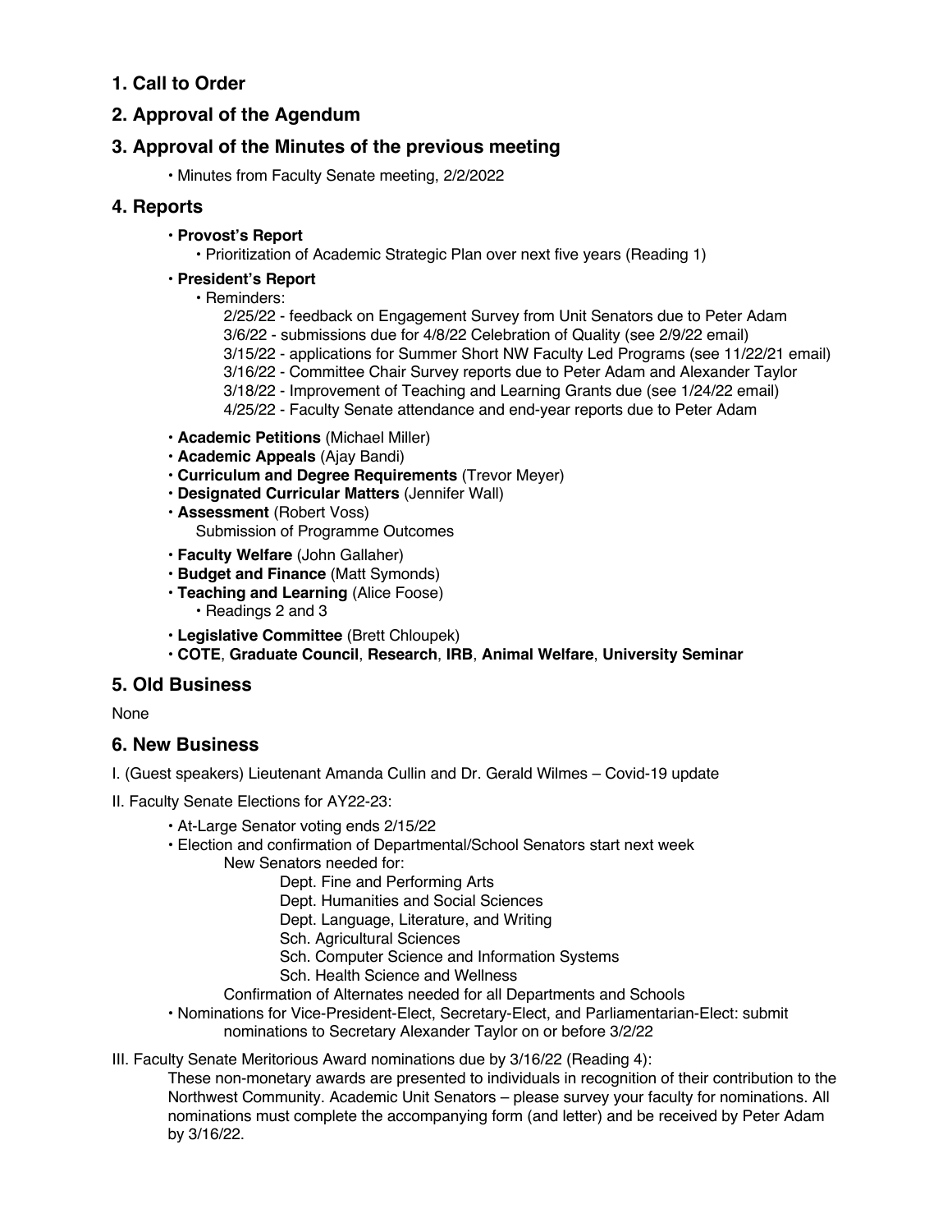## 1. Call to Order

## 2. Approval of the Agendum

## 3. Approval of the Minutes of the previous meeting

- Minutes from Faculty Senate meeting, 2/2/2022

## 4. Reports

- **Provost's Report**
  - Prioritization of Academic Strategic Plan over next five years (Reading 1)
- **President's Report**
  - Reminders:
    - 2/25/22 - feedback on Engagement Survey from Unit Senators due to Peter Adam
    - 3/6/22 - submissions due for 4/8/22 Celebration of Quality (see 2/9/22 email)
    - 3/15/22 - applications for Summer Short NW Faculty Led Programs (see 11/22/21 email)
    - 3/16/22 - Committee Chair Survey reports due to Peter Adam and Alexander Taylor
    - 3/18/22 - Improvement of Teaching and Learning Grants due (see 1/24/22 email)
    - 4/25/22 - Faculty Senate attendance and end-year reports due to Peter Adam
- **Academic Petitions** (Michael Miller)
- **Academic Appeals** (Ajay Bandi)
- **Curriculum and Degree Requirements** (Trevor Meyer)
- **Designated Curricular Matters** (Jennifer Wall)
- **Assessment** (Robert Voss)
  Submission of Programme Outcomes
- **Faculty Welfare** (John Gallaher)
- **Budget and Finance** (Matt Symonds)
- **Teaching and Learning** (Alice Foose)
  - Readings 2 and 3
- **Legislative Committee** (Brett Chloupek)
- **COTE**, **Graduate Council**, **Research**, **IRB**, **Animal Welfare**, **University Seminar**

## 5. Old Business

None

## 6. New Business

I. (Guest speakers) Lieutenant Amanda Cullin and Dr. Gerald Wilmes – Covid-19 update

II. Faculty Senate Elections for AY22-23:

- At-Large Senator voting ends 2/15/22
- Election and confirmation of Departmental/School Senators start next week
  - New Senators needed for:
    - Dept. Fine and Performing Arts
    - Dept. Humanities and Social Sciences
    - Dept. Language, Literature, and Writing
    - Sch. Agricultural Sciences
    - Sch. Computer Science and Information Systems
    - Sch. Health Science and Wellness
  - Confirmation of Alternates needed for all Departments and Schools
- Nominations for Vice-President-Elect, Secretary-Elect, and Parliamentarian-Elect: submit nominations to Secretary Alexander Taylor on or before 3/2/22

III. Faculty Senate Meritorious Award nominations due by 3/16/22 (Reading 4):

These non-monetary awards are presented to individuals in recognition of their contribution to the Northwest Community. Academic Unit Senators – please survey your faculty for nominations. All nominations must complete the accompanying form (and letter) and be received by Peter Adam by 3/16/22.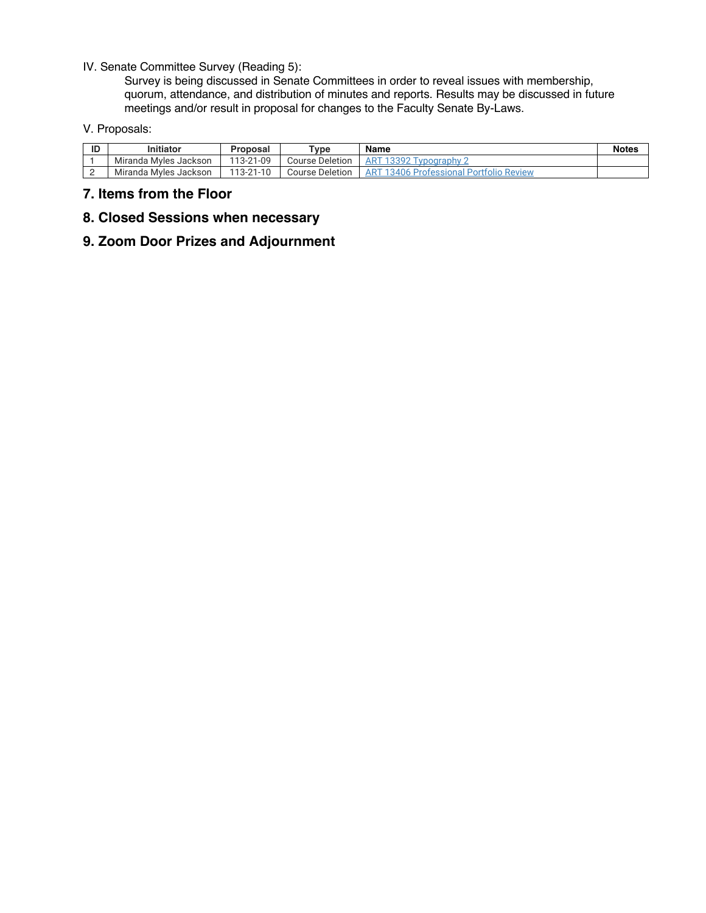IV. Senate Committee Survey (Reading 5):

Survey is being discussed in Senate Committees in order to reveal issues with membership, quorum, attendance, and distribution of minutes and reports. Results may be discussed in future meetings and/or result in proposal for changes to the Faculty Senate By-Laws.

V. Proposals:

| ID | Initiator | Proposal | Type | Name | Notes |
|---|---|---|---|---|---|
| 1 | Miranda Myles Jackson | 113-21-09 | Course Deletion | ART 13392 Typography 2 | |
| 2 | Miranda Myles Jackson | 113-21-10 | Course Deletion | ART 13406 Professional Portfolio Review | |

## 7. Items from the Floor

## 8. Closed Sessions when necessary

## 9. Zoom Door Prizes and Adjournment